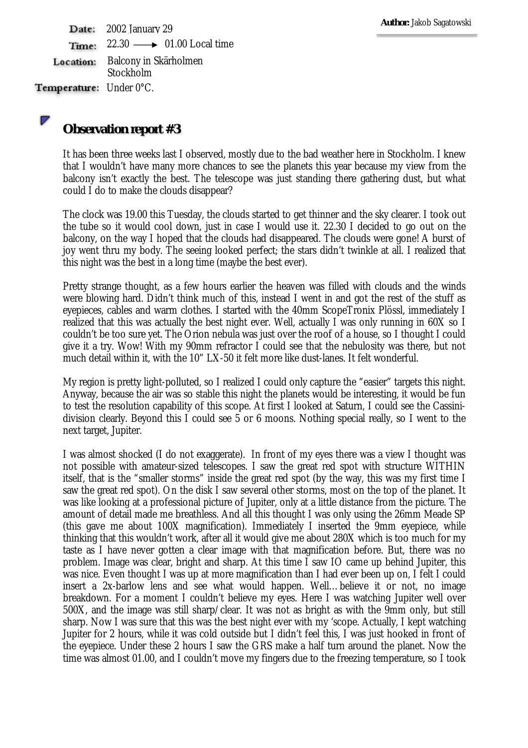**Author:** Jakob Sagatowski

**Date:** 2002 January 29

**Time:** 22.30 ⟶ 01.00 Local time

**Location:** Balcony in Skärholmen Stockholm

**Temperature:** Under 0°C.

## Observation report #3

It has been three weeks last I observed, mostly due to the bad weather here in Stockholm. I knew that I wouldn't have many more chances to see the planets this year because my view from the balcony isn't exactly the best. The telescope was just standing there gathering dust, but what could I do to make the clouds disappear?

The clock was 19.00 this Tuesday, the clouds started to get thinner and the sky clearer. I took out the tube so it would cool down, just in case I would use it. 22.30 I decided to go out on the balcony, on the way I hoped that the clouds had disappeared. The clouds were gone! A burst of joy went thru my body. The seeing looked perfect; the stars didn't twinkle at all. I realized that this night was the best in a long time (maybe the best ever).

Pretty strange thought, as a few hours earlier the heaven was filled with clouds and the winds were blowing hard. Didn't think much of this, instead I went in and got the rest of the stuff as eyepieces, cables and warm clothes. I started with the 40mm ScopeTronix Plössl, immediately I realized that this was actually the best night ever. Well, actually I was only running in 60X so I couldn't be too sure yet. The Orion nebula was just over the roof of a house, so I thought I could give it a try. Wow! With my 90mm refractor I could see that the nebulosity was there, but not much detail within it, with the 10" LX-50 it felt more like dust-lanes. It felt wonderful.

My region is pretty light-polluted, so I realized I could only capture the "easier" targets this night. Anyway, because the air was so stable this night the planets would be interesting, it would be fun to test the resolution capability of this scope. At first I looked at Saturn, I could see the Cassini-division clearly. Beyond this I could see 5 or 6 moons. Nothing special really, so I went to the next target, Jupiter.

I was almost shocked (I do not exaggerate). In front of my eyes there was a view I thought was not possible with amateur-sized telescopes. I saw the great red spot with structure WITHIN itself, that is the "smaller storms" inside the great red spot (by the way, this was my first time I saw the great red spot). On the disk I saw several other storms, most on the top of the planet. It was like looking at a professional picture of Jupiter, only at a little distance from the picture. The amount of detail made me breathless. And all this thought I was only using the 26mm Meade SP (this gave me about 100X magnification). Immediately I inserted the 9mm eyepiece, while thinking that this wouldn't work, after all it would give me about 280X which is too much for my taste as I have never gotten a clear image with that magnification before. But, there was no problem. Image was clear, bright and sharp. At this time I saw IO came up behind Jupiter, this was nice. Even thought I was up at more magnification than I had ever been up on, I felt I could insert a 2x-barlow lens and see what would happen. Well… believe it or not, no image breakdown. For a moment I couldn't believe my eyes. Here I was watching Jupiter well over 500X, and the image was still sharp/clear. It was not as bright as with the 9mm only, but still sharp. Now I was sure that this was the best night ever with my 'scope. Actually, I kept watching Jupiter for 2 hours, while it was cold outside but I didn't feel this, I was just hooked in front of the eyepiece. Under these 2 hours I saw the GRS make a half turn around the planet. Now the time was almost 01.00, and I couldn't move my fingers due to the freezing temperature, so I took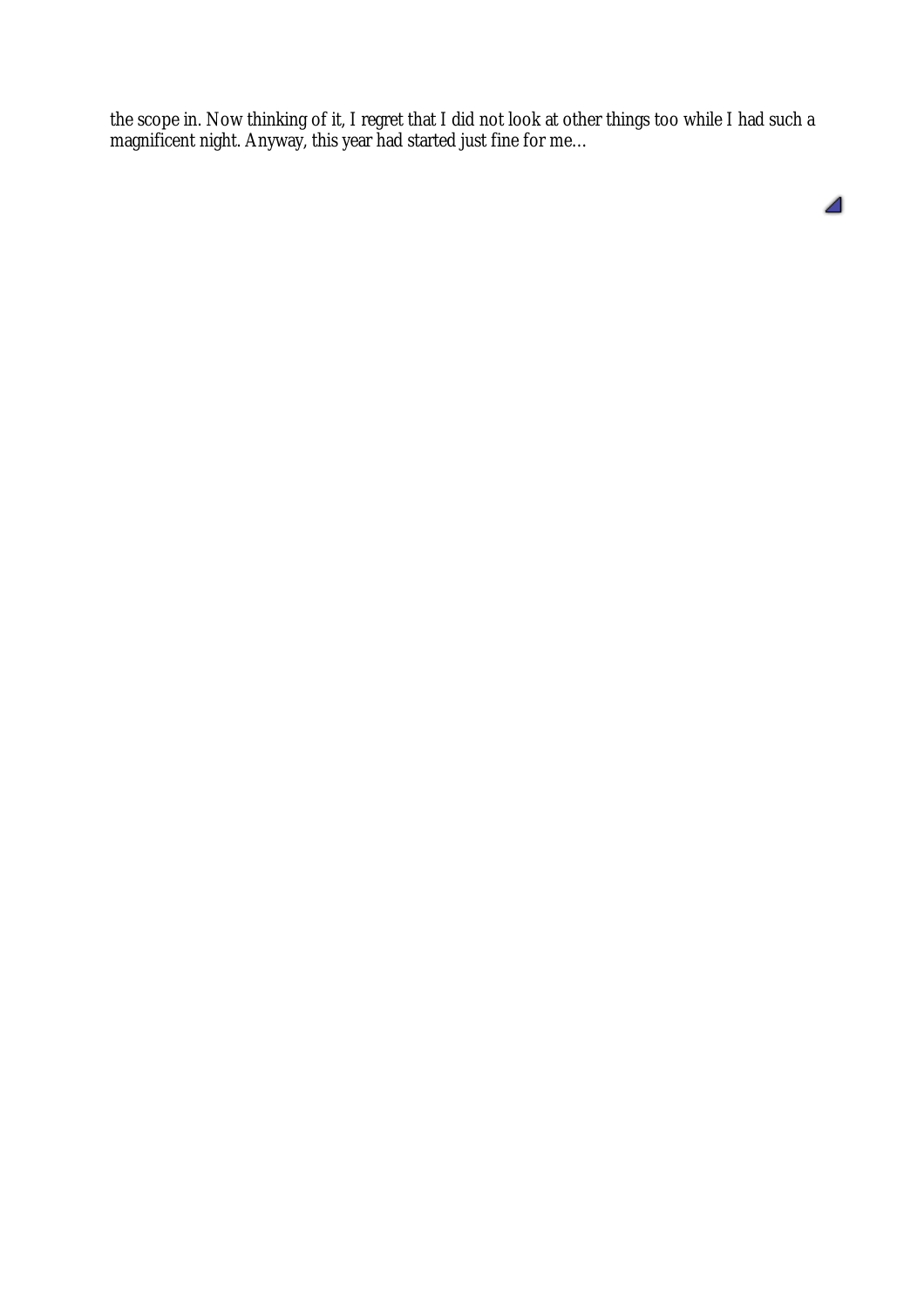the scope in. Now thinking of it, I regret that I did not look at other things too while I had such a magnificent night. Anyway, this year had started just fine for me…